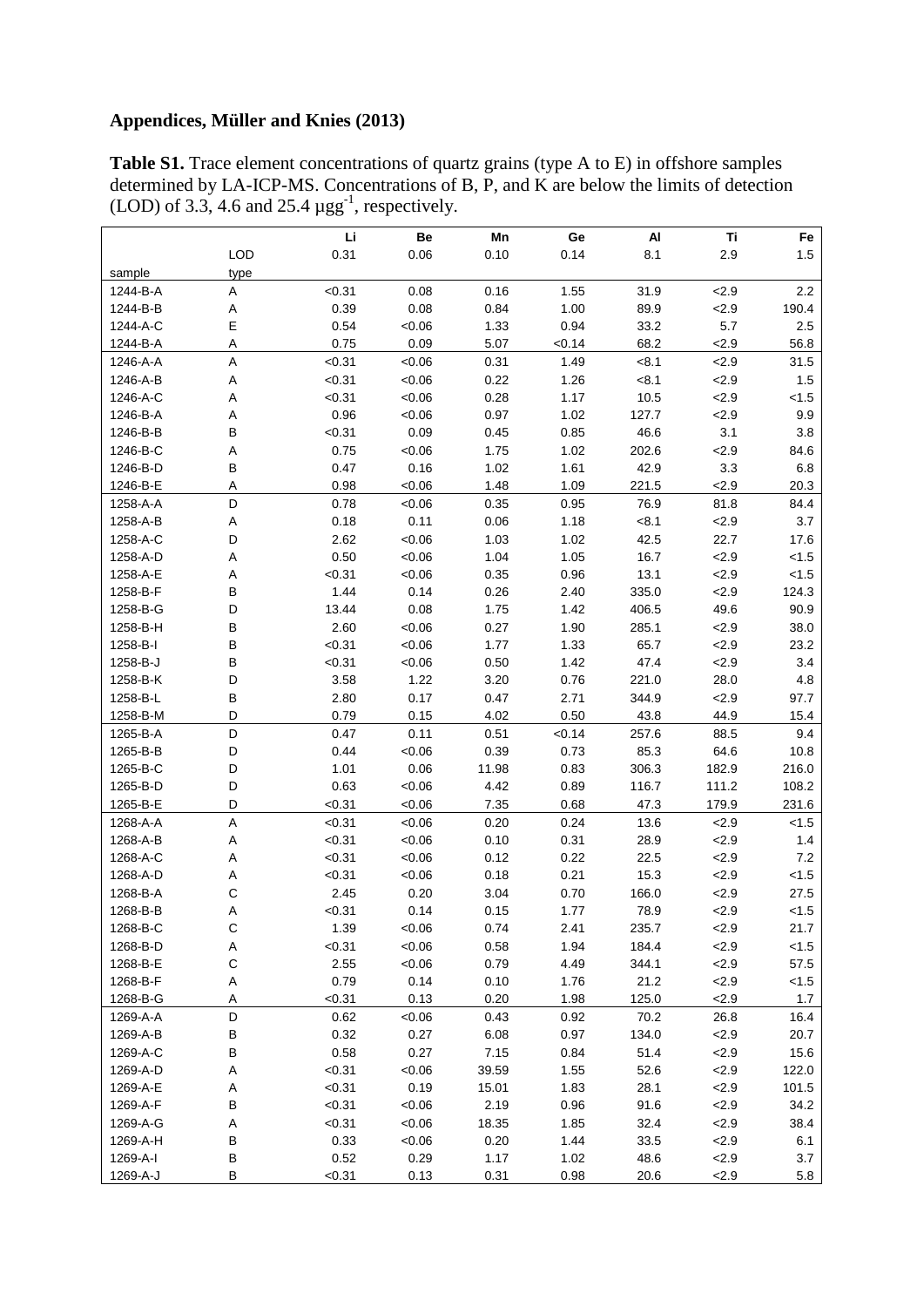**Appendices, Müller and Knies (2013)**

**Table S1.** Trace element concentrations of quartz grains (type A to E) in offshore samples determined by LA-ICP-MS. Concentrations of B, P, and K are below the limits of detection (LOD) of 3.3, 4.6 and 25.4 µgg$^{-1}$, respectively.

| | | Li | Be | Mn | Ge | Al | Ti | Fe |
|---|---|---|---|---|---|---|---|---|
| | LOD | 0.31 | 0.06 | 0.10 | 0.14 | 8.1 | 2.9 | 1.5 |
| sample | type | | | | | | | |
| 1244-B-A | A | <0.31 | 0.08 | 0.16 | 1.55 | 31.9 | <2.9 | 2.2 |
| 1244-B-B | A | 0.39 | 0.08 | 0.84 | 1.00 | 89.9 | <2.9 | 190.4 |
| 1244-A-C | E | 0.54 | <0.06 | 1.33 | 0.94 | 33.2 | 5.7 | 2.5 |
| 1244-B-A | A | 0.75 | 0.09 | 5.07 | <0.14 | 68.2 | <2.9 | 56.8 |
| 1246-A-A | A | <0.31 | <0.06 | 0.31 | 1.49 | <8.1 | <2.9 | 31.5 |
| 1246-A-B | A | <0.31 | <0.06 | 0.22 | 1.26 | <8.1 | <2.9 | 1.5 |
| 1246-A-C | A | <0.31 | <0.06 | 0.28 | 1.17 | 10.5 | <2.9 | <1.5 |
| 1246-B-A | A | 0.96 | <0.06 | 0.97 | 1.02 | 127.7 | <2.9 | 9.9 |
| 1246-B-B | B | <0.31 | 0.09 | 0.45 | 0.85 | 46.6 | 3.1 | 3.8 |
| 1246-B-C | A | 0.75 | <0.06 | 1.75 | 1.02 | 202.6 | <2.9 | 84.6 |
| 1246-B-D | B | 0.47 | 0.16 | 1.02 | 1.61 | 42.9 | 3.3 | 6.8 |
| 1246-B-E | A | 0.98 | <0.06 | 1.48 | 1.09 | 221.5 | <2.9 | 20.3 |
| 1258-A-A | D | 0.78 | <0.06 | 0.35 | 0.95 | 76.9 | 81.8 | 84.4 |
| 1258-A-B | A | 0.18 | 0.11 | 0.06 | 1.18 | <8.1 | <2.9 | 3.7 |
| 1258-A-C | D | 2.62 | <0.06 | 1.03 | 1.02 | 42.5 | 22.7 | 17.6 |
| 1258-A-D | A | 0.50 | <0.06 | 1.04 | 1.05 | 16.7 | <2.9 | <1.5 |
| 1258-A-E | A | <0.31 | <0.06 | 0.35 | 0.96 | 13.1 | <2.9 | <1.5 |
| 1258-B-F | B | 1.44 | 0.14 | 0.26 | 2.40 | 335.0 | <2.9 | 124.3 |
| 1258-B-G | D | 13.44 | 0.08 | 1.75 | 1.42 | 406.5 | 49.6 | 90.9 |
| 1258-B-H | B | 2.60 | <0.06 | 0.27 | 1.90 | 285.1 | <2.9 | 38.0 |
| 1258-B-I | B | <0.31 | <0.06 | 1.77 | 1.33 | 65.7 | <2.9 | 23.2 |
| 1258-B-J | B | <0.31 | <0.06 | 0.50 | 1.42 | 47.4 | <2.9 | 3.4 |
| 1258-B-K | D | 3.58 | 1.22 | 3.20 | 0.76 | 221.0 | 28.0 | 4.8 |
| 1258-B-L | B | 2.80 | 0.17 | 0.47 | 2.71 | 344.9 | <2.9 | 97.7 |
| 1258-B-M | D | 0.79 | 0.15 | 4.02 | 0.50 | 43.8 | 44.9 | 15.4 |
| 1265-B-A | D | 0.47 | 0.11 | 0.51 | <0.14 | 257.6 | 88.5 | 9.4 |
| 1265-B-B | D | 0.44 | <0.06 | 0.39 | 0.73 | 85.3 | 64.6 | 10.8 |
| 1265-B-C | D | 1.01 | 0.06 | 11.98 | 0.83 | 306.3 | 182.9 | 216.0 |
| 1265-B-D | D | 0.63 | <0.06 | 4.42 | 0.89 | 116.7 | 111.2 | 108.2 |
| 1265-B-E | D | <0.31 | <0.06 | 7.35 | 0.68 | 47.3 | 179.9 | 231.6 |
| 1268-A-A | A | <0.31 | <0.06 | 0.20 | 0.24 | 13.6 | <2.9 | <1.5 |
| 1268-A-B | A | <0.31 | <0.06 | 0.10 | 0.31 | 28.9 | <2.9 | 1.4 |
| 1268-A-C | A | <0.31 | <0.06 | 0.12 | 0.22 | 22.5 | <2.9 | 7.2 |
| 1268-A-D | A | <0.31 | <0.06 | 0.18 | 0.21 | 15.3 | <2.9 | <1.5 |
| 1268-B-A | C | 2.45 | 0.20 | 3.04 | 0.70 | 166.0 | <2.9 | 27.5 |
| 1268-B-B | A | <0.31 | 0.14 | 0.15 | 1.77 | 78.9 | <2.9 | <1.5 |
| 1268-B-C | C | 1.39 | <0.06 | 0.74 | 2.41 | 235.7 | <2.9 | 21.7 |
| 1268-B-D | A | <0.31 | <0.06 | 0.58 | 1.94 | 184.4 | <2.9 | <1.5 |
| 1268-B-E | C | 2.55 | <0.06 | 0.79 | 4.49 | 344.1 | <2.9 | 57.5 |
| 1268-B-F | A | 0.79 | 0.14 | 0.10 | 1.76 | 21.2 | <2.9 | <1.5 |
| 1268-B-G | A | <0.31 | 0.13 | 0.20 | 1.98 | 125.0 | <2.9 | 1.7 |
| 1269-A-A | D | 0.62 | <0.06 | 0.43 | 0.92 | 70.2 | 26.8 | 16.4 |
| 1269-A-B | B | 0.32 | 0.27 | 6.08 | 0.97 | 134.0 | <2.9 | 20.7 |
| 1269-A-C | B | 0.58 | 0.27 | 7.15 | 0.84 | 51.4 | <2.9 | 15.6 |
| 1269-A-D | A | <0.31 | <0.06 | 39.59 | 1.55 | 52.6 | <2.9 | 122.0 |
| 1269-A-E | A | <0.31 | 0.19 | 15.01 | 1.83 | 28.1 | <2.9 | 101.5 |
| 1269-A-F | B | <0.31 | <0.06 | 2.19 | 0.96 | 91.6 | <2.9 | 34.2 |
| 1269-A-G | A | <0.31 | <0.06 | 18.35 | 1.85 | 32.4 | <2.9 | 38.4 |
| 1269-A-H | B | 0.33 | <0.06 | 0.20 | 1.44 | 33.5 | <2.9 | 6.1 |
| 1269-A-I | B | 0.52 | 0.29 | 1.17 | 1.02 | 48.6 | <2.9 | 3.7 |
| 1269-A-J | B | <0.31 | 0.13 | 0.31 | 0.98 | 20.6 | <2.9 | 5.8 |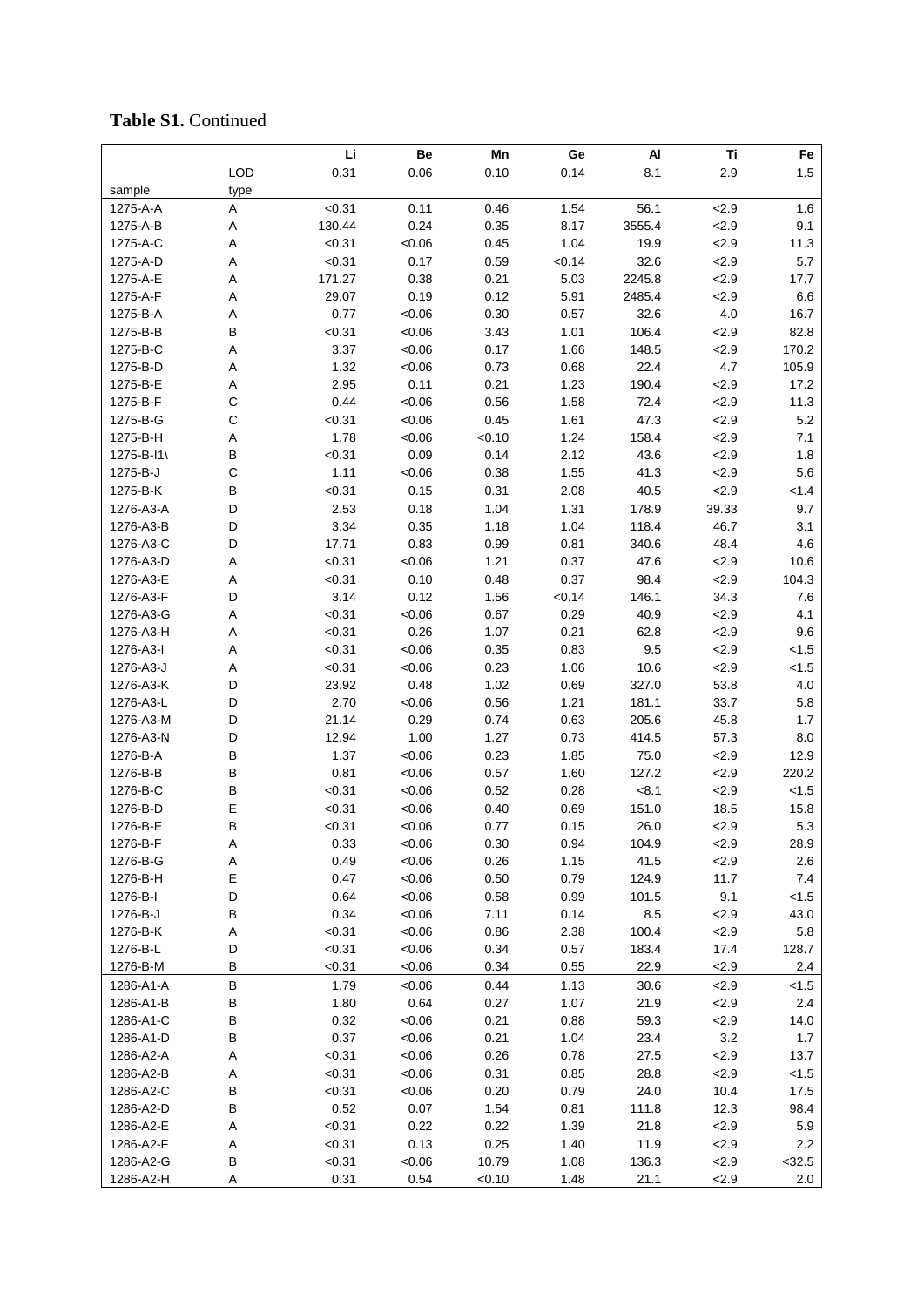**Table S1.** Continued

| | | Li | Be | Mn | Ge | Al | Ti | Fe |
|---|---|---|---|---|---|---|---|---|
| | LOD | 0.31 | 0.06 | 0.10 | 0.14 | 8.1 | 2.9 | 1.5 |
| sample | type | | | | | | | |
| 1275-A-A | A | <0.31 | 0.11 | 0.46 | 1.54 | 56.1 | <2.9 | 1.6 |
| 1275-A-B | A | 130.44 | 0.24 | 0.35 | 8.17 | 3555.4 | <2.9 | 9.1 |
| 1275-A-C | A | <0.31 | <0.06 | 0.45 | 1.04 | 19.9 | <2.9 | 11.3 |
| 1275-A-D | A | <0.31 | 0.17 | 0.59 | <0.14 | 32.6 | <2.9 | 5.7 |
| 1275-A-E | A | 171.27 | 0.38 | 0.21 | 5.03 | 2245.8 | <2.9 | 17.7 |
| 1275-A-F | A | 29.07 | 0.19 | 0.12 | 5.91 | 2485.4 | <2.9 | 6.6 |
| 1275-B-A | A | 0.77 | <0.06 | 0.30 | 0.57 | 32.6 | 4.0 | 16.7 |
| 1275-B-B | B | <0.31 | <0.06 | 3.43 | 1.01 | 106.4 | <2.9 | 82.8 |
| 1275-B-C | A | 3.37 | <0.06 | 0.17 | 1.66 | 148.5 | <2.9 | 170.2 |
| 1275-B-D | A | 1.32 | <0.06 | 0.73 | 0.68 | 22.4 | 4.7 | 105.9 |
| 1275-B-E | A | 2.95 | 0.11 | 0.21 | 1.23 | 190.4 | <2.9 | 17.2 |
| 1275-B-F | C | 0.44 | <0.06 | 0.56 | 1.58 | 72.4 | <2.9 | 11.3 |
| 1275-B-G | C | <0.31 | <0.06 | 0.45 | 1.61 | 47.3 | <2.9 | 5.2 |
| 1275-B-H | A | 1.78 | <0.06 | <0.10 | 1.24 | 158.4 | <2.9 | 7.1 |
| 1275-B-I1\ | B | <0.31 | 0.09 | 0.14 | 2.12 | 43.6 | <2.9 | 1.8 |
| 1275-B-J | C | 1.11 | <0.06 | 0.38 | 1.55 | 41.3 | <2.9 | 5.6 |
| 1275-B-K | B | <0.31 | 0.15 | 0.31 | 2.08 | 40.5 | <2.9 | <1.4 |
| 1276-A3-A | D | 2.53 | 0.18 | 1.04 | 1.31 | 178.9 | 39.33 | 9.7 |
| 1276-A3-B | D | 3.34 | 0.35 | 1.18 | 1.04 | 118.4 | 46.7 | 3.1 |
| 1276-A3-C | D | 17.71 | 0.83 | 0.99 | 0.81 | 340.6 | 48.4 | 4.6 |
| 1276-A3-D | A | <0.31 | <0.06 | 1.21 | 0.37 | 47.6 | <2.9 | 10.6 |
| 1276-A3-E | A | <0.31 | 0.10 | 0.48 | 0.37 | 98.4 | <2.9 | 104.3 |
| 1276-A3-F | D | 3.14 | 0.12 | 1.56 | <0.14 | 146.1 | 34.3 | 7.6 |
| 1276-A3-G | A | <0.31 | <0.06 | 0.67 | 0.29 | 40.9 | <2.9 | 4.1 |
| 1276-A3-H | A | <0.31 | 0.26 | 1.07 | 0.21 | 62.8 | <2.9 | 9.6 |
| 1276-A3-I | A | <0.31 | <0.06 | 0.35 | 0.83 | 9.5 | <2.9 | <1.5 |
| 1276-A3-J | A | <0.31 | <0.06 | 0.23 | 1.06 | 10.6 | <2.9 | <1.5 |
| 1276-A3-K | D | 23.92 | 0.48 | 1.02 | 0.69 | 327.0 | 53.8 | 4.0 |
| 1276-A3-L | D | 2.70 | <0.06 | 0.56 | 1.21 | 181.1 | 33.7 | 5.8 |
| 1276-A3-M | D | 21.14 | 0.29 | 0.74 | 0.63 | 205.6 | 45.8 | 1.7 |
| 1276-A3-N | D | 12.94 | 1.00 | 1.27 | 0.73 | 414.5 | 57.3 | 8.0 |
| 1276-B-A | B | 1.37 | <0.06 | 0.23 | 1.85 | 75.0 | <2.9 | 12.9 |
| 1276-B-B | B | 0.81 | <0.06 | 0.57 | 1.60 | 127.2 | <2.9 | 220.2 |
| 1276-B-C | B | <0.31 | <0.06 | 0.52 | 0.28 | <8.1 | <2.9 | <1.5 |
| 1276-B-D | E | <0.31 | <0.06 | 0.40 | 0.69 | 151.0 | 18.5 | 15.8 |
| 1276-B-E | B | <0.31 | <0.06 | 0.77 | 0.15 | 26.0 | <2.9 | 5.3 |
| 1276-B-F | A | 0.33 | <0.06 | 0.30 | 0.94 | 104.9 | <2.9 | 28.9 |
| 1276-B-G | A | 0.49 | <0.06 | 0.26 | 1.15 | 41.5 | <2.9 | 2.6 |
| 1276-B-H | E | 0.47 | <0.06 | 0.50 | 0.79 | 124.9 | 11.7 | 7.4 |
| 1276-B-I | D | 0.64 | <0.06 | 0.58 | 0.99 | 101.5 | 9.1 | <1.5 |
| 1276-B-J | B | 0.34 | <0.06 | 7.11 | 0.14 | 8.5 | <2.9 | 43.0 |
| 1276-B-K | A | <0.31 | <0.06 | 0.86 | 2.38 | 100.4 | <2.9 | 5.8 |
| 1276-B-L | D | <0.31 | <0.06 | 0.34 | 0.57 | 183.4 | 17.4 | 128.7 |
| 1276-B-M | B | <0.31 | <0.06 | 0.34 | 0.55 | 22.9 | <2.9 | 2.4 |
| 1286-A1-A | B | 1.79 | <0.06 | 0.44 | 1.13 | 30.6 | <2.9 | <1.5 |
| 1286-A1-B | B | 1.80 | 0.64 | 0.27 | 1.07 | 21.9 | <2.9 | 2.4 |
| 1286-A1-C | B | 0.32 | <0.06 | 0.21 | 0.88 | 59.3 | <2.9 | 14.0 |
| 1286-A1-D | B | 0.37 | <0.06 | 0.21 | 1.04 | 23.4 | 3.2 | 1.7 |
| 1286-A2-A | A | <0.31 | <0.06 | 0.26 | 0.78 | 27.5 | <2.9 | 13.7 |
| 1286-A2-B | A | <0.31 | <0.06 | 0.31 | 0.85 | 28.8 | <2.9 | <1.5 |
| 1286-A2-C | B | <0.31 | <0.06 | 0.20 | 0.79 | 24.0 | 10.4 | 17.5 |
| 1286-A2-D | B | 0.52 | 0.07 | 1.54 | 0.81 | 111.8 | 12.3 | 98.4 |
| 1286-A2-E | A | <0.31 | 0.22 | 0.22 | 1.39 | 21.8 | <2.9 | 5.9 |
| 1286-A2-F | A | <0.31 | 0.13 | 0.25 | 1.40 | 11.9 | <2.9 | 2.2 |
| 1286-A2-G | B | <0.31 | <0.06 | 10.79 | 1.08 | 136.3 | <2.9 | <32.5 |
| 1286-A2-H | A | 0.31 | 0.54 | <0.10 | 1.48 | 21.1 | <2.9 | 2.0 |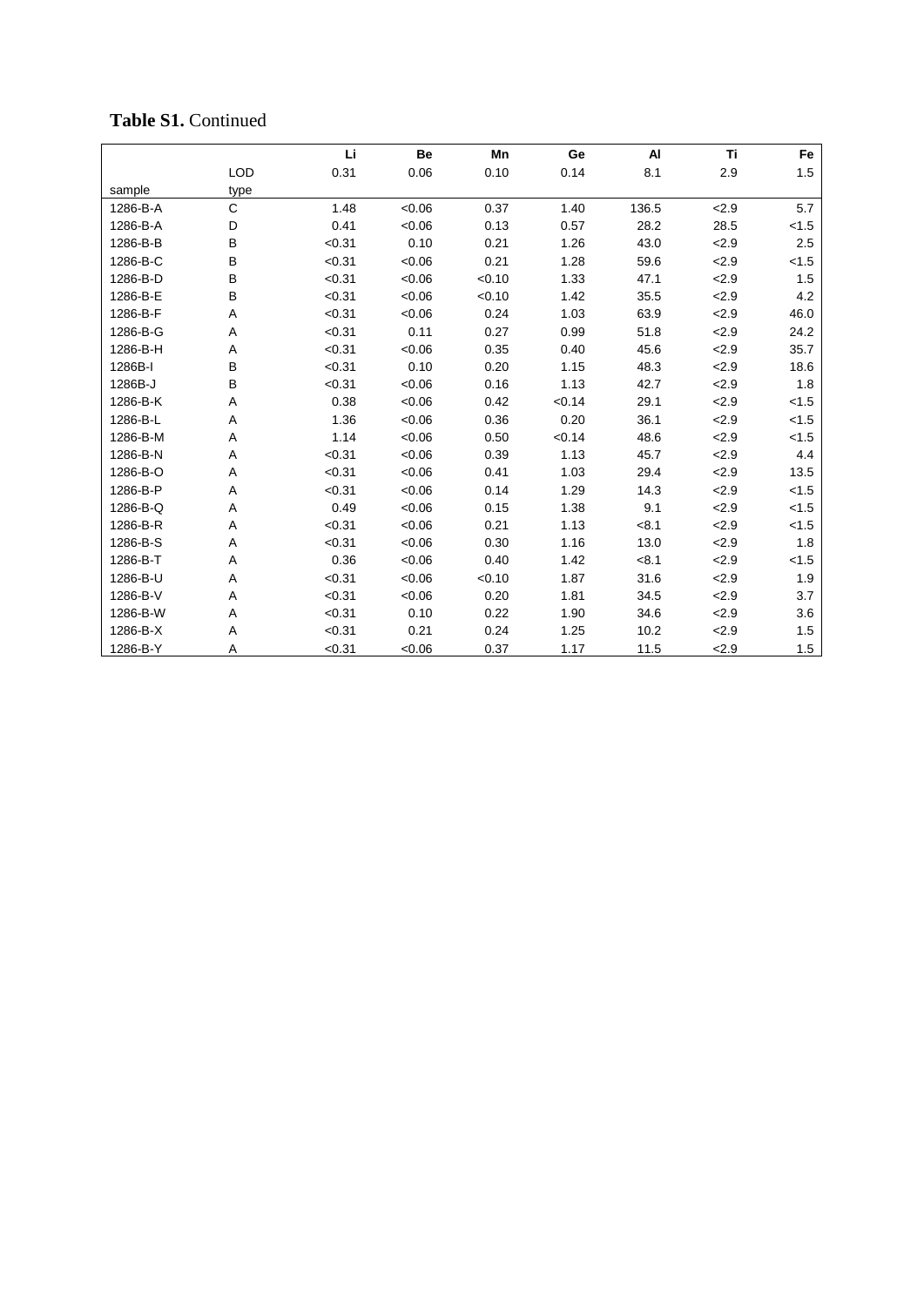**Table S1.** Continued

| | | Li | Be | Mn | Ge | Al | Ti | Fe |
|---|---|---|---|---|---|---|---|---|
| | LOD | 0.31 | 0.06 | 0.10 | 0.14 | 8.1 | 2.9 | 1.5 |
| sample | type | | | | | | | |
| 1286-B-A | C | 1.48 | <0.06 | 0.37 | 1.40 | 136.5 | <2.9 | 5.7 |
| 1286-B-A | D | 0.41 | <0.06 | 0.13 | 0.57 | 28.2 | 28.5 | <1.5 |
| 1286-B-B | B | <0.31 | 0.10 | 0.21 | 1.26 | 43.0 | <2.9 | 2.5 |
| 1286-B-C | B | <0.31 | <0.06 | 0.21 | 1.28 | 59.6 | <2.9 | <1.5 |
| 1286-B-D | B | <0.31 | <0.06 | <0.10 | 1.33 | 47.1 | <2.9 | 1.5 |
| 1286-B-E | B | <0.31 | <0.06 | <0.10 | 1.42 | 35.5 | <2.9 | 4.2 |
| 1286-B-F | A | <0.31 | <0.06 | 0.24 | 1.03 | 63.9 | <2.9 | 46.0 |
| 1286-B-G | A | <0.31 | 0.11 | 0.27 | 0.99 | 51.8 | <2.9 | 24.2 |
| 1286-B-H | A | <0.31 | <0.06 | 0.35 | 0.40 | 45.6 | <2.9 | 35.7 |
| 1286B-I | B | <0.31 | 0.10 | 0.20 | 1.15 | 48.3 | <2.9 | 18.6 |
| 1286B-J | B | <0.31 | <0.06 | 0.16 | 1.13 | 42.7 | <2.9 | 1.8 |
| 1286-B-K | A | 0.38 | <0.06 | 0.42 | <0.14 | 29.1 | <2.9 | <1.5 |
| 1286-B-L | A | 1.36 | <0.06 | 0.36 | 0.20 | 36.1 | <2.9 | <1.5 |
| 1286-B-M | A | 1.14 | <0.06 | 0.50 | <0.14 | 48.6 | <2.9 | <1.5 |
| 1286-B-N | A | <0.31 | <0.06 | 0.39 | 1.13 | 45.7 | <2.9 | 4.4 |
| 1286-B-O | A | <0.31 | <0.06 | 0.41 | 1.03 | 29.4 | <2.9 | 13.5 |
| 1286-B-P | A | <0.31 | <0.06 | 0.14 | 1.29 | 14.3 | <2.9 | <1.5 |
| 1286-B-Q | A | 0.49 | <0.06 | 0.15 | 1.38 | 9.1 | <2.9 | <1.5 |
| 1286-B-R | A | <0.31 | <0.06 | 0.21 | 1.13 | <8.1 | <2.9 | <1.5 |
| 1286-B-S | A | <0.31 | <0.06 | 0.30 | 1.16 | 13.0 | <2.9 | 1.8 |
| 1286-B-T | A | 0.36 | <0.06 | 0.40 | 1.42 | <8.1 | <2.9 | <1.5 |
| 1286-B-U | A | <0.31 | <0.06 | <0.10 | 1.87 | 31.6 | <2.9 | 1.9 |
| 1286-B-V | A | <0.31 | <0.06 | 0.20 | 1.81 | 34.5 | <2.9 | 3.7 |
| 1286-B-W | A | <0.31 | 0.10 | 0.22 | 1.90 | 34.6 | <2.9 | 3.6 |
| 1286-B-X | A | <0.31 | 0.21 | 0.24 | 1.25 | 10.2 | <2.9 | 1.5 |
| 1286-B-Y | A | <0.31 | <0.06 | 0.37 | 1.17 | 11.5 | <2.9 | 1.5 |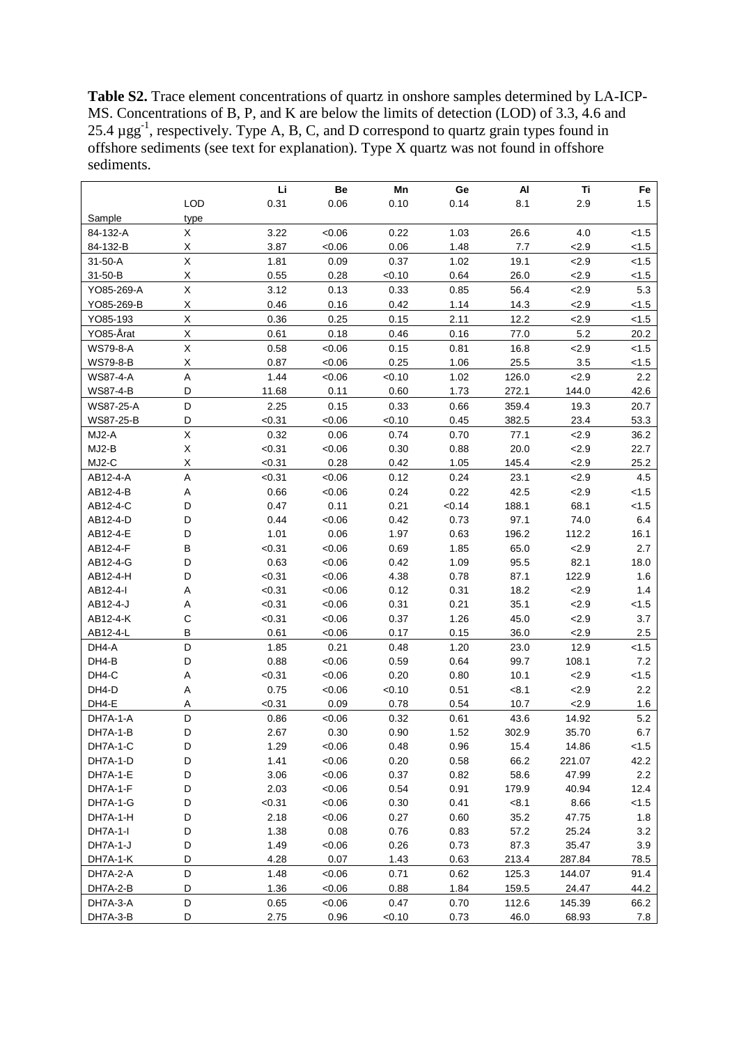**Table S2.** Trace element concentrations of quartz in onshore samples determined by LA-ICP-MS. Concentrations of B, P, and K are below the limits of detection (LOD) of 3.3, 4.6 and 25.4 µgg$^{-1}$, respectively. Type A, B, C, and D correspond to quartz grain types found in offshore sediments (see text for explanation). Type X quartz was not found in offshore sediments.

| | | **Li** | **Be** | **Mn** | **Ge** | **Al** | **Ti** | **Fe** |
|---|---|---|---|---|---|---|---|---|
| | LOD | 0.31 | 0.06 | 0.10 | 0.14 | 8.1 | 2.9 | 1.5 |
| Sample | type | | | | | | | |
| 84-132-A | X | 3.22 | <0.06 | 0.22 | 1.03 | 26.6 | 4.0 | <1.5 |
| 84-132-B | X | 3.87 | <0.06 | 0.06 | 1.48 | 7.7 | <2.9 | <1.5 |
| 31-50-A | X | 1.81 | 0.09 | 0.37 | 1.02 | 19.1 | <2.9 | <1.5 |
| 31-50-B | X | 0.55 | 0.28 | <0.10 | 0.64 | 26.0 | <2.9 | <1.5 |
| YO85-269-A | X | 3.12 | 0.13 | 0.33 | 0.85 | 56.4 | <2.9 | 5.3 |
| YO85-269-B | X | 0.46 | 0.16 | 0.42 | 1.14 | 14.3 | <2.9 | <1.5 |
| YO85-193 | X | 0.36 | 0.25 | 0.15 | 2.11 | 12.2 | <2.9 | <1.5 |
| YO85-Årat | X | 0.61 | 0.18 | 0.46 | 0.16 | 77.0 | 5.2 | 20.2 |
| WS79-8-A | X | 0.58 | <0.06 | 0.15 | 0.81 | 16.8 | <2.9 | <1.5 |
| WS79-8-B | X | 0.87 | <0.06 | 0.25 | 1.06 | 25.5 | 3.5 | <1.5 |
| WS87-4-A | A | 1.44 | <0.06 | <0.10 | 1.02 | 126.0 | <2.9 | 2.2 |
| WS87-4-B | D | 11.68 | 0.11 | 0.60 | 1.73 | 272.1 | 144.0 | 42.6 |
| WS87-25-A | D | 2.25 | 0.15 | 0.33 | 0.66 | 359.4 | 19.3 | 20.7 |
| WS87-25-B | D | <0.31 | <0.06 | <0.10 | 0.45 | 382.5 | 23.4 | 53.3 |
| MJ2-A | X | 0.32 | 0.06 | 0.74 | 0.70 | 77.1 | <2.9 | 36.2 |
| MJ2-B | X | <0.31 | <0.06 | 0.30 | 0.88 | 20.0 | <2.9 | 22.7 |
| MJ2-C | X | <0.31 | 0.28 | 0.42 | 1.05 | 145.4 | <2.9 | 25.2 |
| AB12-4-A | A | <0.31 | <0.06 | 0.12 | 0.24 | 23.1 | <2.9 | 4.5 |
| AB12-4-B | A | 0.66 | <0.06 | 0.24 | 0.22 | 42.5 | <2.9 | <1.5 |
| AB12-4-C | D | 0.47 | 0.11 | 0.21 | <0.14 | 188.1 | 68.1 | <1.5 |
| AB12-4-D | D | 0.44 | <0.06 | 0.42 | 0.73 | 97.1 | 74.0 | 6.4 |
| AB12-4-E | D | 1.01 | 0.06 | 1.97 | 0.63 | 196.2 | 112.2 | 16.1 |
| AB12-4-F | B | <0.31 | <0.06 | 0.69 | 1.85 | 65.0 | <2.9 | 2.7 |
| AB12-4-G | D | 0.63 | <0.06 | 0.42 | 1.09 | 95.5 | 82.1 | 18.0 |
| AB12-4-H | D | <0.31 | <0.06 | 4.38 | 0.78 | 87.1 | 122.9 | 1.6 |
| AB12-4-I | A | <0.31 | <0.06 | 0.12 | 0.31 | 18.2 | <2.9 | 1.4 |
| AB12-4-J | A | <0.31 | <0.06 | 0.31 | 0.21 | 35.1 | <2.9 | <1.5 |
| AB12-4-K | C | <0.31 | <0.06 | 0.37 | 1.26 | 45.0 | <2.9 | 3.7 |
| AB12-4-L | B | 0.61 | <0.06 | 0.17 | 0.15 | 36.0 | <2.9 | 2.5 |
| DH4-A | D | 1.85 | 0.21 | 0.48 | 1.20 | 23.0 | 12.9 | <1.5 |
| DH4-B | D | 0.88 | <0.06 | 0.59 | 0.64 | 99.7 | 108.1 | 7.2 |
| DH4-C | A | <0.31 | <0.06 | 0.20 | 0.80 | 10.1 | <2.9 | <1.5 |
| DH4-D | A | 0.75 | <0.06 | <0.10 | 0.51 | <8.1 | <2.9 | 2.2 |
| DH4-E | A | <0.31 | 0.09 | 0.78 | 0.54 | 10.7 | <2.9 | 1.6 |
| DH7A-1-A | D | 0.86 | <0.06 | 0.32 | 0.61 | 43.6 | 14.92 | 5.2 |
| DH7A-1-B | D | 2.67 | 0.30 | 0.90 | 1.52 | 302.9 | 35.70 | 6.7 |
| DH7A-1-C | D | 1.29 | <0.06 | 0.48 | 0.96 | 15.4 | 14.86 | <1.5 |
| DH7A-1-D | D | 1.41 | <0.06 | 0.20 | 0.58 | 66.2 | 221.07 | 42.2 |
| DH7A-1-E | D | 3.06 | <0.06 | 0.37 | 0.82 | 58.6 | 47.99 | 2.2 |
| DH7A-1-F | D | 2.03 | <0.06 | 0.54 | 0.91 | 179.9 | 40.94 | 12.4 |
| DH7A-1-G | D | <0.31 | <0.06 | 0.30 | 0.41 | <8.1 | 8.66 | <1.5 |
| DH7A-1-H | D | 2.18 | <0.06 | 0.27 | 0.60 | 35.2 | 47.75 | 1.8 |
| DH7A-1-I | D | 1.38 | 0.08 | 0.76 | 0.83 | 57.2 | 25.24 | 3.2 |
| DH7A-1-J | D | 1.49 | <0.06 | 0.26 | 0.73 | 87.3 | 35.47 | 3.9 |
| DH7A-1-K | D | 4.28 | 0.07 | 1.43 | 0.63 | 213.4 | 287.84 | 78.5 |
| DH7A-2-A | D | 1.48 | <0.06 | 0.71 | 0.62 | 125.3 | 144.07 | 91.4 |
| DH7A-2-B | D | 1.36 | <0.06 | 0.88 | 1.84 | 159.5 | 24.47 | 44.2 |
| DH7A-3-A | D | 0.65 | <0.06 | 0.47 | 0.70 | 112.6 | 145.39 | 66.2 |
| DH7A-3-B | D | 2.75 | 0.96 | <0.10 | 0.73 | 46.0 | 68.93 | 7.8 |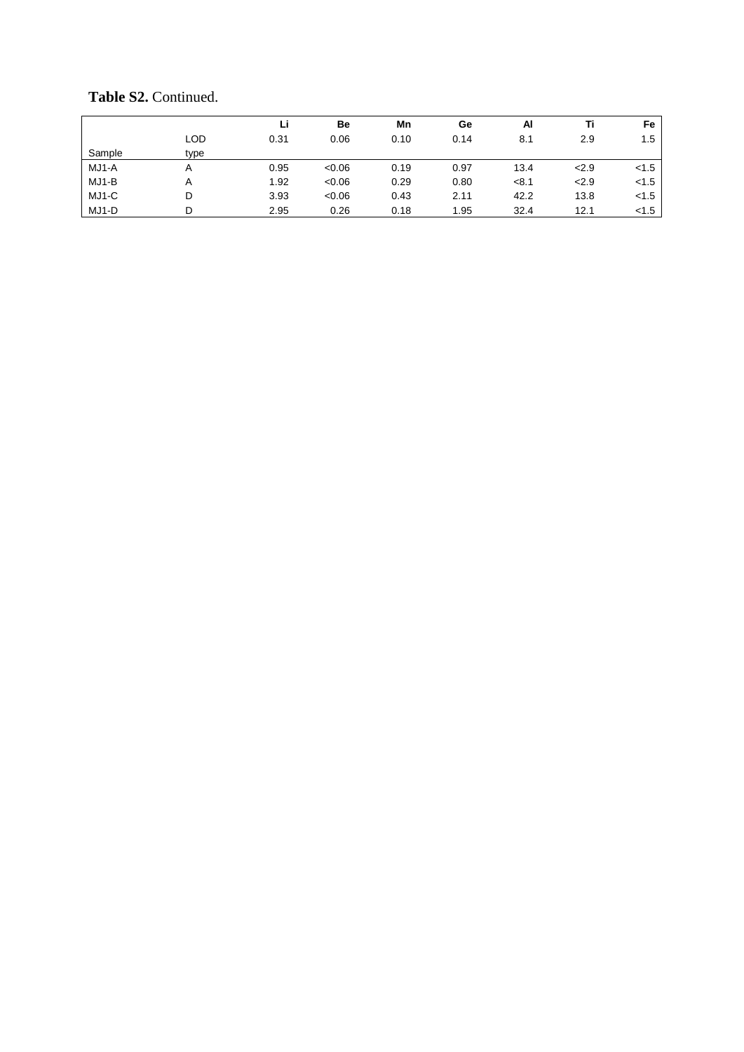**Table S2.** Continued.

| | | Li | Be | Mn | Ge | Al | Ti | Fe |
|---|---|---|---|---|---|---|---|---|
| | LOD | 0.31 | 0.06 | 0.10 | 0.14 | 8.1 | 2.9 | 1.5 |
| Sample | type | | | | | | | |
| MJ1-A | A | 0.95 | <0.06 | 0.19 | 0.97 | 13.4 | <2.9 | <1.5 |
| MJ1-B | A | 1.92 | <0.06 | 0.29 | 0.80 | <8.1 | <2.9 | <1.5 |
| MJ1-C | D | 3.93 | <0.06 | 0.43 | 2.11 | 42.2 | 13.8 | <1.5 |
| MJ1-D | D | 2.95 | 0.26 | 0.18 | 1.95 | 32.4 | 12.1 | <1.5 |